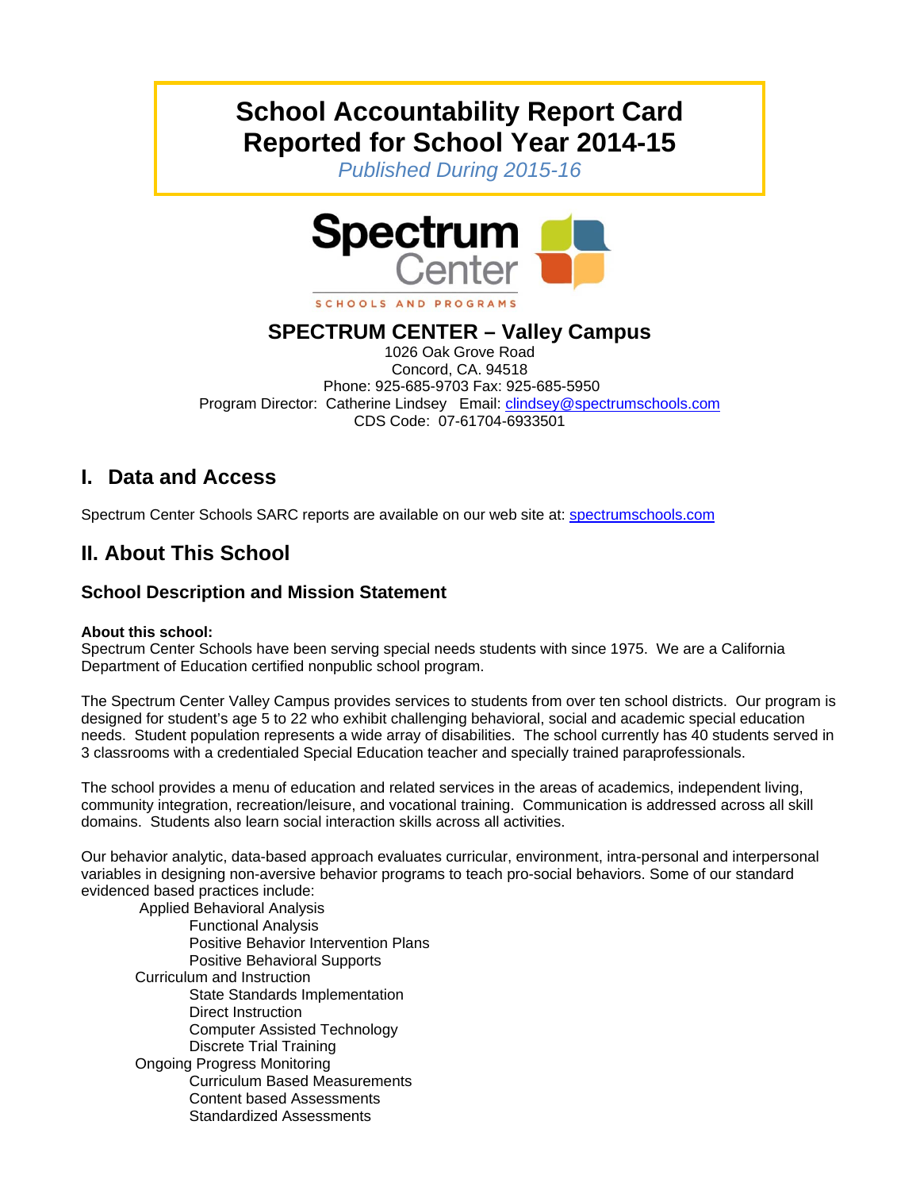# School Accountability Report Card
# Reported for School Year 2014-15

*Published During 2015-16*

Spectrum Center

SCHOOLS AND PROGRAMS

## SPECTRUM CENTER – Valley Campus

1026 Oak Grove Road
Concord, CA. 94518
Phone: 925-685-9703 Fax: 925-685-5950
Program Director: Catherine Lindsey Email: clindsey@spectrumschools.com
CDS Code: 07-61704-6933501

## I. Data and Access

Spectrum Center Schools SARC reports are available on our web site at: spectrumschools.com

## II. About This School

### School Description and Mission Statement

**About this school:**
Spectrum Center Schools have been serving special needs students with since 1975. We are a California Department of Education certified nonpublic school program.

The Spectrum Center Valley Campus provides services to students from over ten school districts. Our program is designed for student's age 5 to 22 who exhibit challenging behavioral, social and academic special education needs. Student population represents a wide array of disabilities. The school currently has 40 students served in 3 classrooms with a credentialed Special Education teacher and specially trained paraprofessionals.

The school provides a menu of education and related services in the areas of academics, independent living, community integration, recreation/leisure, and vocational training. Communication is addressed across all skill domains. Students also learn social interaction skills across all activities.

Our behavior analytic, data-based approach evaluates curricular, environment, intra-personal and interpersonal variables in designing non-aversive behavior programs to teach pro-social behaviors. Some of our standard evidenced based practices include:

- Applied Behavioral Analysis
  - Functional Analysis
  - Positive Behavior Intervention Plans
  - Positive Behavioral Supports
- Curriculum and Instruction
  - State Standards Implementation
  - Direct Instruction
  - Computer Assisted Technology
  - Discrete Trial Training
- Ongoing Progress Monitoring
  - Curriculum Based Measurements
  - Content based Assessments
  - Standardized Assessments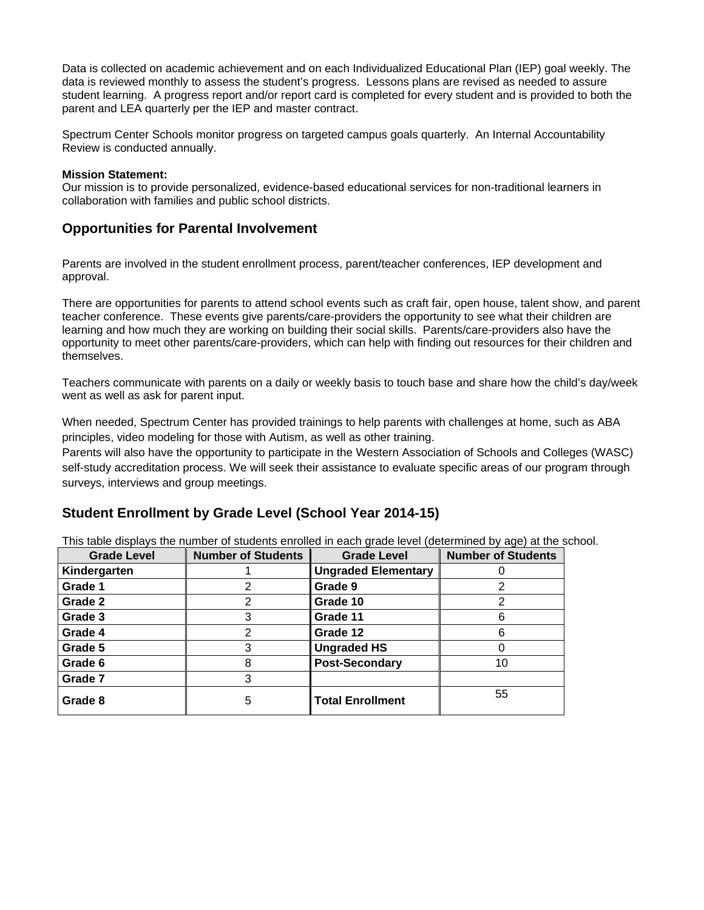Data is collected on academic achievement and on each Individualized Educational Plan (IEP) goal weekly. The data is reviewed monthly to assess the student's progress. Lessons plans are revised as needed to assure student learning. A progress report and/or report card is completed for every student and is provided to both the parent and LEA quarterly per the IEP and master contract.

Spectrum Center Schools monitor progress on targeted campus goals quarterly. An Internal Accountability Review is conducted annually.

**Mission Statement:**
Our mission is to provide personalized, evidence-based educational services for non-traditional learners in collaboration with families and public school districts.

## Opportunities for Parental Involvement

Parents are involved in the student enrollment process, parent/teacher conferences, IEP development and approval.

There are opportunities for parents to attend school events such as craft fair, open house, talent show, and parent teacher conference. These events give parents/care-providers the opportunity to see what their children are learning and how much they are working on building their social skills. Parents/care-providers also have the opportunity to meet other parents/care-providers, which can help with finding out resources for their children and themselves.

Teachers communicate with parents on a daily or weekly basis to touch base and share how the child's day/week went as well as ask for parent input.

When needed, Spectrum Center has provided trainings to help parents with challenges at home, such as ABA principles, video modeling for those with Autism, as well as other training.
Parents will also have the opportunity to participate in the Western Association of Schools and Colleges (WASC) self-study accreditation process. We will seek their assistance to evaluate specific areas of our program through surveys, interviews and group meetings.

## Student Enrollment by Grade Level (School Year 2014-15)

This table displays the number of students enrolled in each grade level (determined by age) at the school.

| Grade Level | Number of Students | Grade Level | Number of Students |
|---|---|---|---|
| **Kindergarten** | 1 | **Ungraded Elementary** | 0 |
| **Grade 1** | 2 | **Grade 9** | 2 |
| **Grade 2** | 2 | **Grade 10** | 2 |
| **Grade 3** | 3 | **Grade 11** | 6 |
| **Grade 4** | 2 | **Grade 12** | 6 |
| **Grade 5** | 3 | **Ungraded HS** | 0 |
| **Grade 6** | 8 | **Post-Secondary** | 10 |
| **Grade 7** | 3 | | |
| **Grade 8** | 5 | **Total Enrollment** | 55 |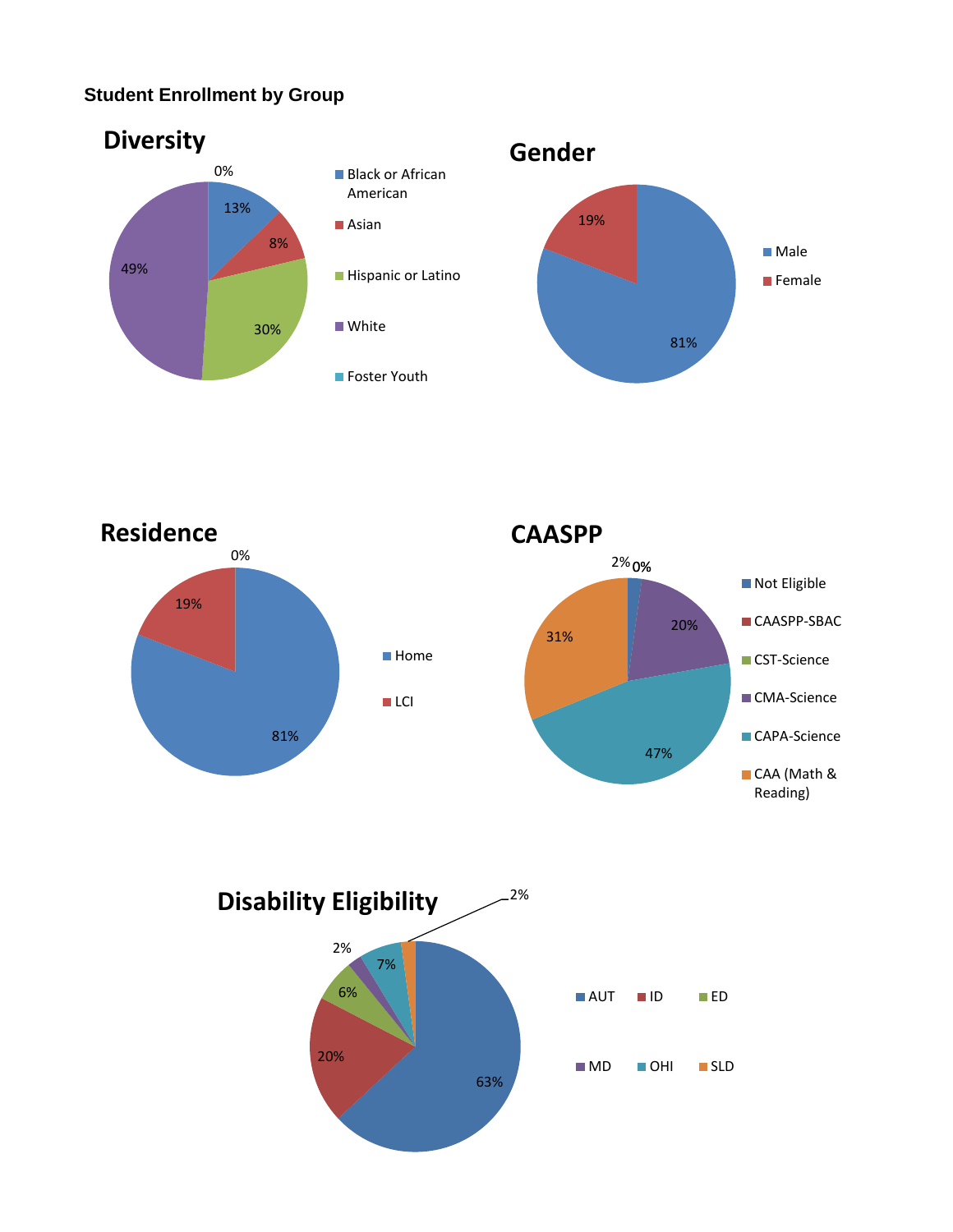### Student Enrollment by Group

## Diversity

| Group | Percent |
|---|---|
| Black or African American | 13% |
| Asian | 8% |
| Hispanic or Latino | 30% |
| White | 49% |
| Foster Youth | 0% |

## Gender

| Group | Percent |
|---|---|
| Male | 81% |
| Female | 19% |

## Residence

| Group | Percent |
|---|---|
| Home | 81% |
| LCI | 19% |

## CAASPP

Chart labels: 2%, 0%, 20%, 47%, 31%

Legend: Not Eligible, CAASPP-SBAC, CST-Science, CMA-Science, CAPA-Science, CAA (Math & Reading)

## Disability Eligibility

| Group | Percent |
|---|---|
| AUT | 63% |
| ID | 20% |
| ED | 6% |
| MD | 2% |
| OHI | 7% |
| SLD | 2% |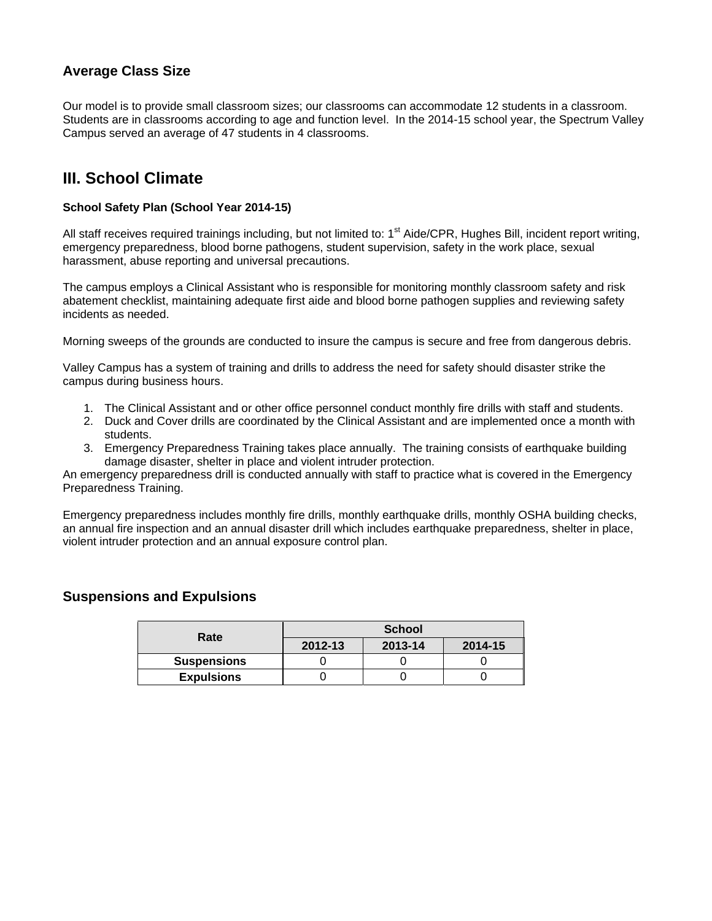## Average Class Size

Our model is to provide small classroom sizes; our classrooms can accommodate 12 students in a classroom. Students are in classrooms according to age and function level. In the 2014-15 school year, the Spectrum Valley Campus served an average of 47 students in 4 classrooms.

# III. School Climate

**School Safety Plan (School Year 2014-15)**

All staff receives required trainings including, but not limited to: 1st Aide/CPR, Hughes Bill, incident report writing, emergency preparedness, blood borne pathogens, student supervision, safety in the work place, sexual harassment, abuse reporting and universal precautions.

The campus employs a Clinical Assistant who is responsible for monitoring monthly classroom safety and risk abatement checklist, maintaining adequate first aide and blood borne pathogen supplies and reviewing safety incidents as needed.

Morning sweeps of the grounds are conducted to insure the campus is secure and free from dangerous debris.

Valley Campus has a system of training and drills to address the need for safety should disaster strike the campus during business hours.

1. The Clinical Assistant and or other office personnel conduct monthly fire drills with staff and students.
2. Duck and Cover drills are coordinated by the Clinical Assistant and are implemented once a month with students.
3. Emergency Preparedness Training takes place annually. The training consists of earthquake building damage disaster, shelter in place and violent intruder protection.

An emergency preparedness drill is conducted annually with staff to practice what is covered in the Emergency Preparedness Training.

Emergency preparedness includes monthly fire drills, monthly earthquake drills, monthly OSHA building checks, an annual fire inspection and an annual disaster drill which includes earthquake preparedness, shelter in place, violent intruder protection and an annual exposure control plan.

## Suspensions and Expulsions

| Rate | School | | |
|---|---|---|---|
| | 2012-13 | 2013-14 | 2014-15 |
| **Suspensions** | 0 | 0 | 0 |
| **Expulsions** | 0 | 0 | 0 |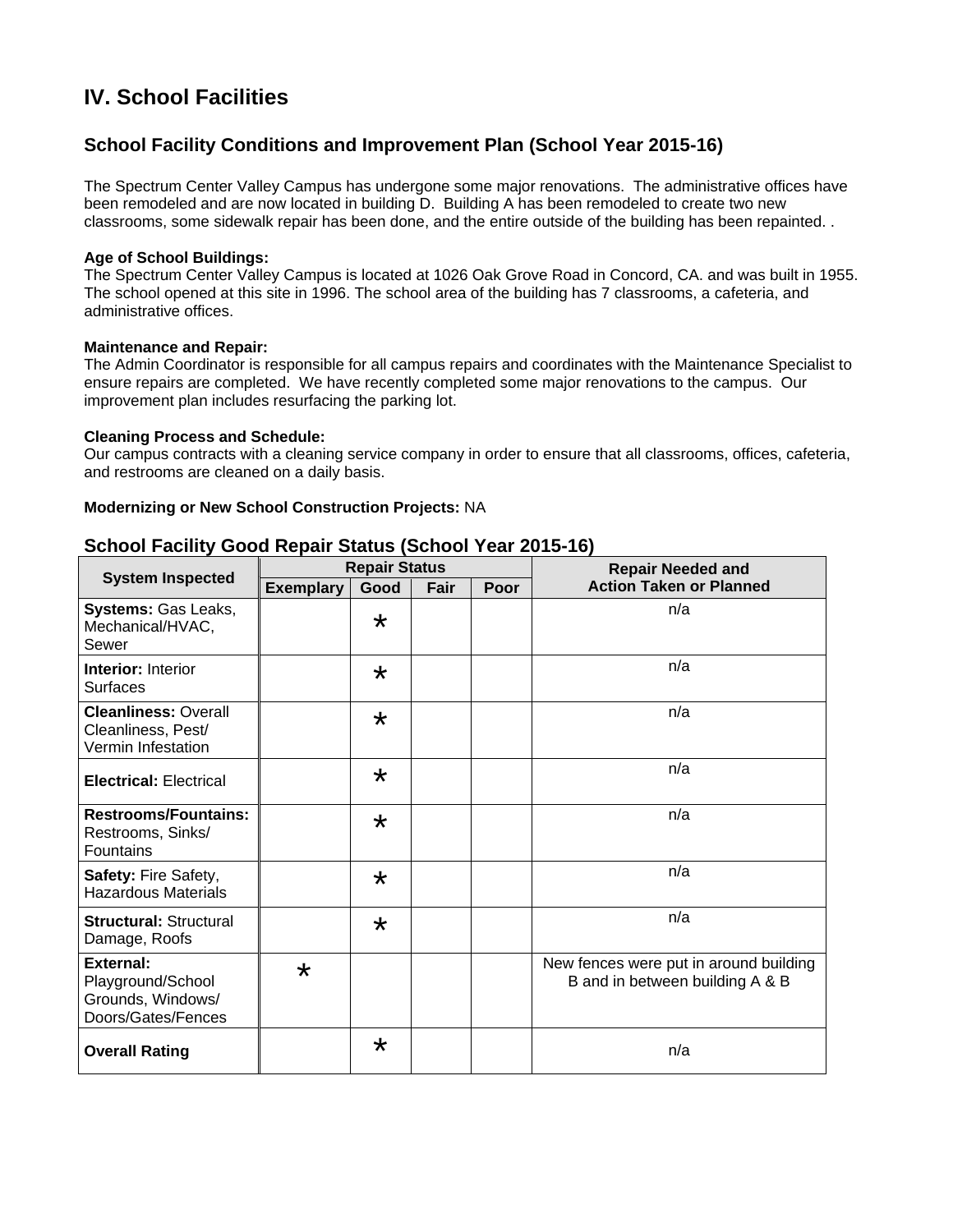# IV. School Facilities

## School Facility Conditions and Improvement Plan (School Year 2015-16)

The Spectrum Center Valley Campus has undergone some major renovations. The administrative offices have been remodeled and are now located in building D. Building A has been remodeled to create two new classrooms, some sidewalk repair has been done, and the entire outside of the building has been repainted. .

**Age of School Buildings:**
The Spectrum Center Valley Campus is located at 1026 Oak Grove Road in Concord, CA. and was built in 1955. The school opened at this site in 1996. The school area of the building has 7 classrooms, a cafeteria, and administrative offices.

**Maintenance and Repair:**
The Admin Coordinator is responsible for all campus repairs and coordinates with the Maintenance Specialist to ensure repairs are completed. We have recently completed some major renovations to the campus. Our improvement plan includes resurfacing the parking lot.

**Cleaning Process and Schedule:**
Our campus contracts with a cleaning service company in order to ensure that all classrooms, offices, cafeteria, and restrooms are cleaned on a daily basis.

**Modernizing or New School Construction Projects:** NA

## School Facility Good Repair Status (School Year 2015-16)

| System Inspected | Repair Status | | | | Repair Needed and Action Taken or Planned |
|---|---|---|---|---|---|
| | Exemplary | Good | Fair | Poor | |
| **Systems:** Gas Leaks, Mechanical/HVAC, Sewer | | * | | | n/a |
| **Interior:** Interior Surfaces | | * | | | n/a |
| **Cleanliness:** Overall Cleanliness, Pest/ Vermin Infestation | | * | | | n/a |
| **Electrical:** Electrical | | * | | | n/a |
| **Restrooms/Fountains:** Restrooms, Sinks/ Fountains | | * | | | n/a |
| **Safety:** Fire Safety, Hazardous Materials | | * | | | n/a |
| **Structural:** Structural Damage, Roofs | | * | | | n/a |
| **External:** Playground/School Grounds, Windows/ Doors/Gates/Fences | * | | | | New fences were put in around building B and in between building A & B |
| **Overall Rating** | | * | | | n/a |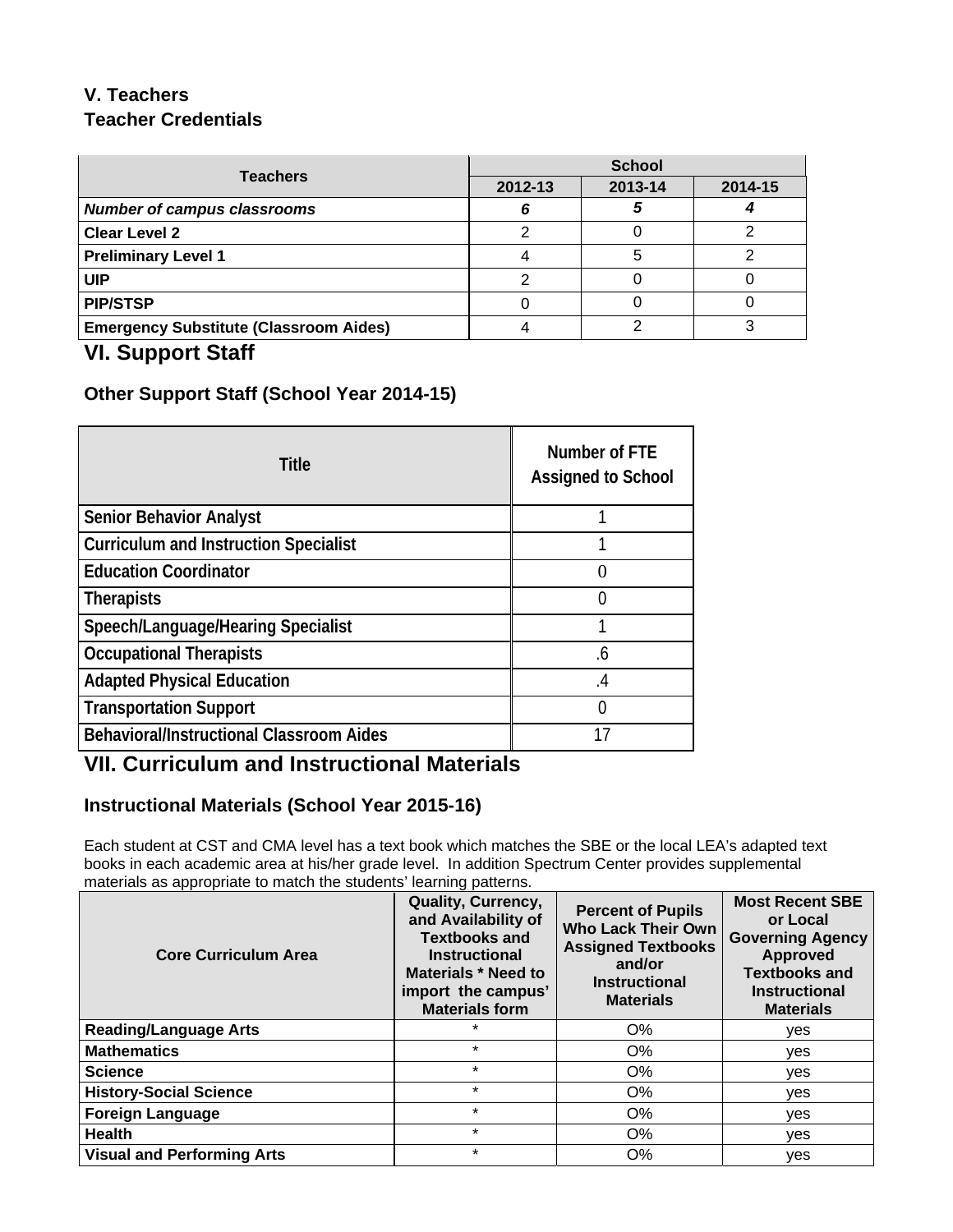### V. Teachers

### Teacher Credentials

| Teachers | School | | |
|---|---|---|---|
| | 2012-13 | 2013-14 | 2014-15 |
| ***Number of campus classrooms*** | ***6*** | ***5*** | ***4*** |
| **Clear Level 2** | 2 | 0 | 2 |
| **Preliminary Level 1** | 4 | 5 | 2 |
| **UIP** | 2 | 0 | 0 |
| **PIP/STSP** | 0 | 0 | 0 |
| **Emergency Substitute (Classroom Aides)** | 4 | 2 | 3 |

## VI. Support Staff

### Other Support Staff (School Year 2014-15)

| Title | Number of FTE Assigned to School |
|---|---|
| **Senior Behavior Analyst** | 1 |
| **Curriculum and Instruction Specialist** | 1 |
| **Education Coordinator** | 0 |
| **Therapists** | 0 |
| **Speech/Language/Hearing Specialist** | 1 |
| **Occupational Therapists** | .6 |
| **Adapted Physical Education** | .4 |
| **Transportation Support** | 0 |
| **Behavioral/Instructional Classroom Aides** | 17 |

## VII. Curriculum and Instructional Materials

### Instructional Materials (School Year 2015-16)

Each student at CST and CMA level has a text book which matches the SBE or the local LEA's adapted text books in each academic area at his/her grade level. In addition Spectrum Center provides supplemental materials as appropriate to match the students' learning patterns.

| Core Curriculum Area | Quality, Currency, and Availability of Textbooks and Instructional Materials * Need to import the campus' Materials form | Percent of Pupils Who Lack Their Own Assigned Textbooks and/or Instructional Materials | Most Recent SBE or Local Governing Agency Approved Textbooks and Instructional Materials |
|---|---|---|---|
| **Reading/Language Arts** | * | O% | yes |
| **Mathematics** | * | O% | yes |
| **Science** | * | O% | yes |
| **History-Social Science** | * | O% | yes |
| **Foreign Language** | * | O% | yes |
| **Health** | * | O% | yes |
| **Visual and Performing Arts** | * | O% | yes |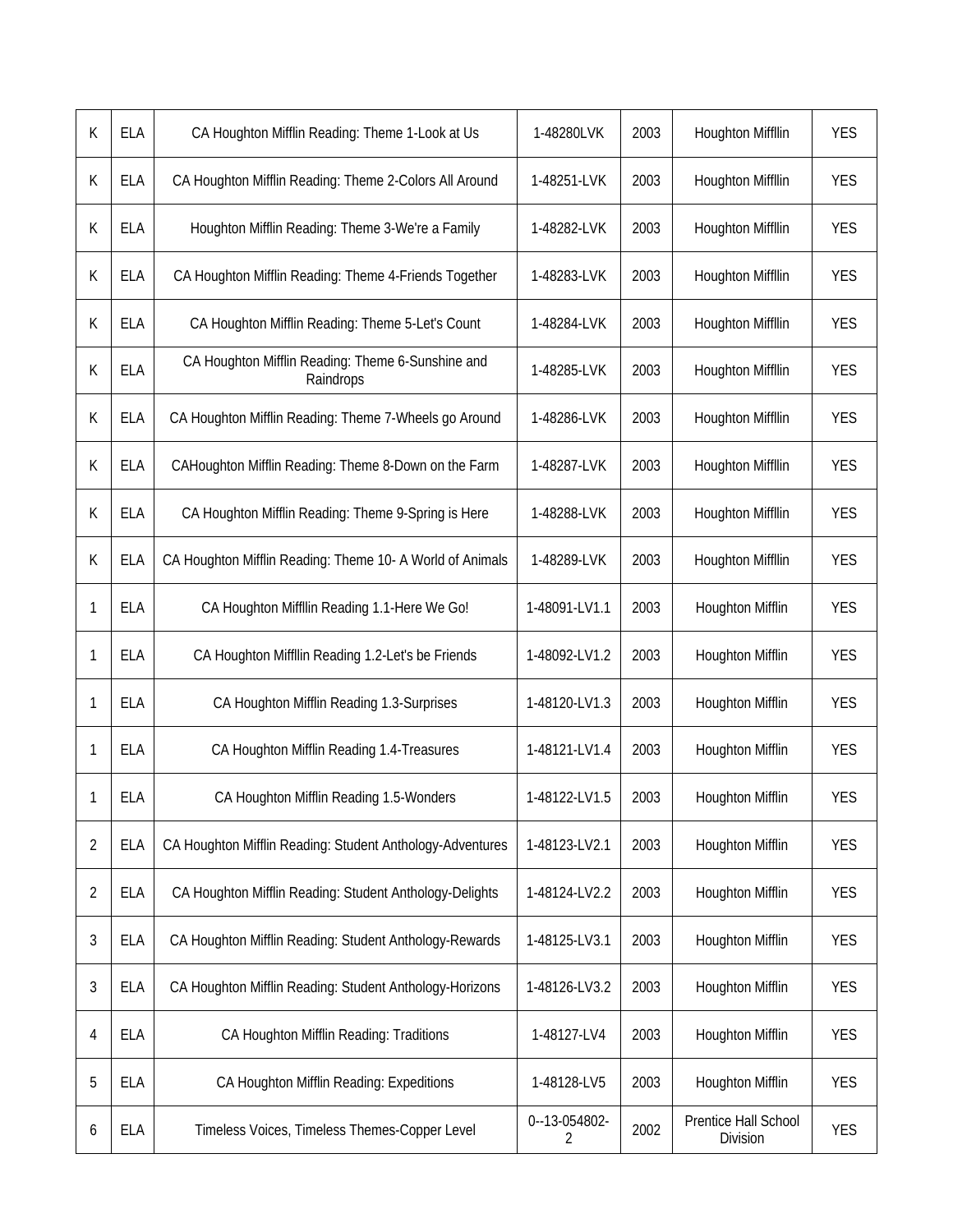| K | ELA | CA Houghton Mifflin Reading: Theme 1-Look at Us | 1-48280LVK | 2003 | Houghton Miffllin | YES |
|---|---|---|---|---|---|---|
| K | ELA | CA Houghton Mifflin Reading: Theme 2-Colors All Around | 1-48251-LVK | 2003 | Houghton Miffllin | YES |
| K | ELA | Houghton Mifflin Reading: Theme 3-We're a Family | 1-48282-LVK | 2003 | Houghton Miffllin | YES |
| K | ELA | CA Houghton Mifflin Reading: Theme 4-Friends Together | 1-48283-LVK | 2003 | Houghton Miffllin | YES |
| K | ELA | CA Houghton Mifflin Reading: Theme 5-Let's Count | 1-48284-LVK | 2003 | Houghton Miffllin | YES |
| K | ELA | CA Houghton Mifflin Reading: Theme 6-Sunshine and Raindrops | 1-48285-LVK | 2003 | Houghton Miffllin | YES |
| K | ELA | CA Houghton Mifflin Reading: Theme 7-Wheels go Around | 1-48286-LVK | 2003 | Houghton Miffllin | YES |
| K | ELA | CAHoughton Mifflin Reading: Theme 8-Down on the Farm | 1-48287-LVK | 2003 | Houghton Miffllin | YES |
| K | ELA | CA Houghton Mifflin Reading: Theme 9-Spring is Here | 1-48288-LVK | 2003 | Houghton Miffllin | YES |
| K | ELA | CA Houghton Mifflin Reading: Theme 10- A World of Animals | 1-48289-LVK | 2003 | Houghton Miffllin | YES |
| 1 | ELA | CA Houghton Miffllin Reading 1.1-Here We Go! | 1-48091-LV1.1 | 2003 | Houghton Mifflin | YES |
| 1 | ELA | CA Houghton Miffllin Reading 1.2-Let's be Friends | 1-48092-LV1.2 | 2003 | Houghton Mifflin | YES |
| 1 | ELA | CA Houghton Mifflin Reading 1.3-Surprises | 1-48120-LV1.3 | 2003 | Houghton Mifflin | YES |
| 1 | ELA | CA Houghton Mifflin Reading 1.4-Treasures | 1-48121-LV1.4 | 2003 | Houghton Mifflin | YES |
| 1 | ELA | CA Houghton Mifflin Reading 1.5-Wonders | 1-48122-LV1.5 | 2003 | Houghton Mifflin | YES |
| 2 | ELA | CA Houghton Mifflin Reading: Student Anthology-Adventures | 1-48123-LV2.1 | 2003 | Houghton Mifflin | YES |
| 2 | ELA | CA Houghton Mifflin Reading: Student Anthology-Delights | 1-48124-LV2.2 | 2003 | Houghton Mifflin | YES |
| 3 | ELA | CA Houghton Mifflin Reading: Student Anthology-Rewards | 1-48125-LV3.1 | 2003 | Houghton Mifflin | YES |
| 3 | ELA | CA Houghton Mifflin Reading: Student Anthology-Horizons | 1-48126-LV3.2 | 2003 | Houghton Mifflin | YES |
| 4 | ELA | CA Houghton Mifflin Reading: Traditions | 1-48127-LV4 | 2003 | Houghton Mifflin | YES |
| 5 | ELA | CA Houghton Mifflin Reading: Expeditions | 1-48128-LV5 | 2003 | Houghton Mifflin | YES |
| 6 | ELA | Timeless Voices, Timeless Themes-Copper Level | 0--13-054802-2 | 2002 | Prentice Hall School Division | YES |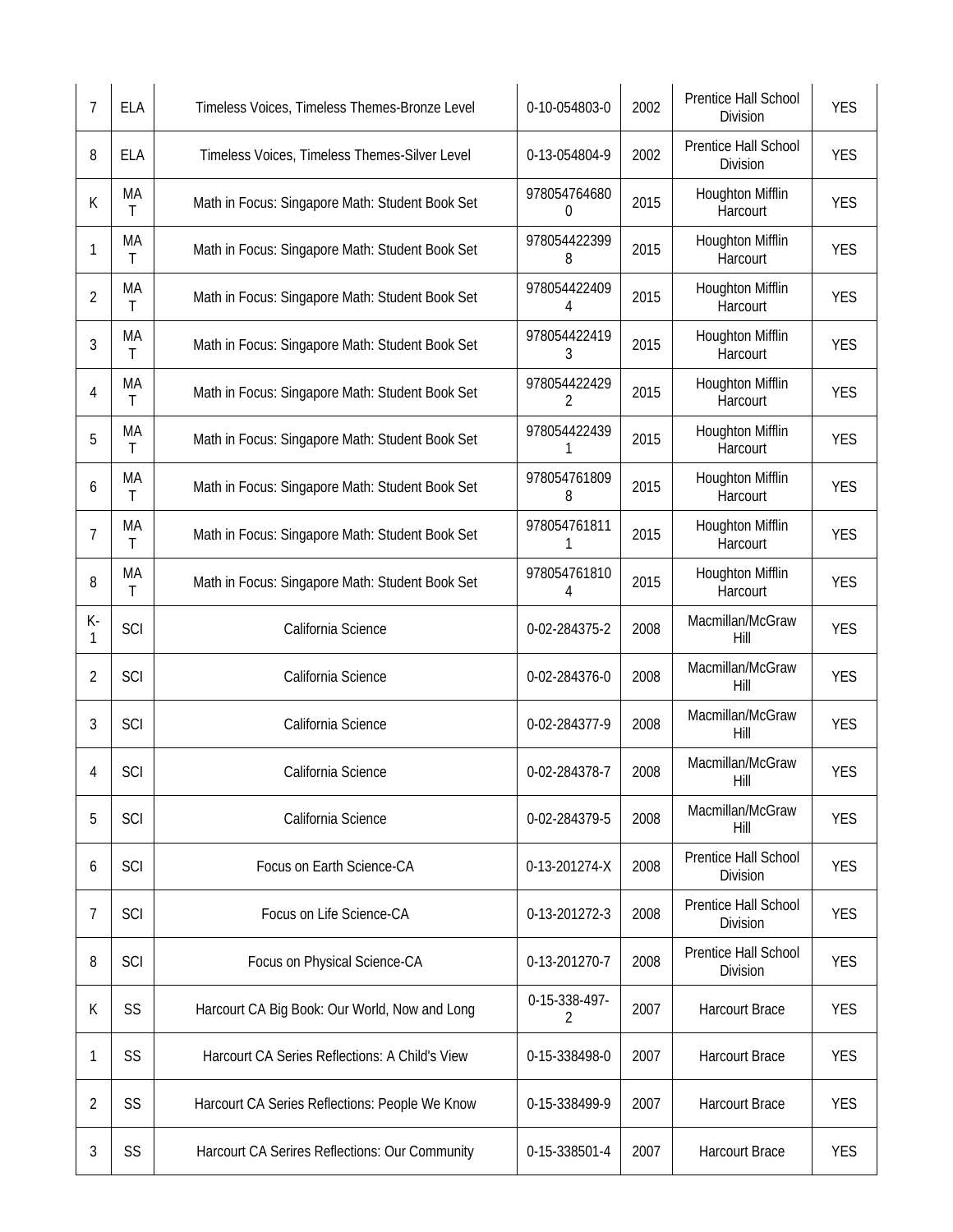| 7 | ELA | Timeless Voices, Timeless Themes-Bronze Level | 0-10-054803-0 | 2002 | Prentice Hall School Division | YES |
|---|---|---|---|---|---|---|
| 8 | ELA | Timeless Voices, Timeless Themes-Silver Level | 0-13-054804-9 | 2002 | Prentice Hall School Division | YES |
| K | MAT | Math in Focus: Singapore Math: Student Book Set | 9780547646800 | 2015 | Houghton Mifflin Harcourt | YES |
| 1 | MAT | Math in Focus: Singapore Math: Student Book Set | 9780544223998 | 2015 | Houghton Mifflin Harcourt | YES |
| 2 | MAT | Math in Focus: Singapore Math: Student Book Set | 9780544224094 | 2015 | Houghton Mifflin Harcourt | YES |
| 3 | MAT | Math in Focus: Singapore Math: Student Book Set | 9780544224193 | 2015 | Houghton Mifflin Harcourt | YES |
| 4 | MAT | Math in Focus: Singapore Math: Student Book Set | 9780544224292 | 2015 | Houghton Mifflin Harcourt | YES |
| 5 | MAT | Math in Focus: Singapore Math: Student Book Set | 9780544224391 | 2015 | Houghton Mifflin Harcourt | YES |
| 6 | MAT | Math in Focus: Singapore Math: Student Book Set | 9780547618098 | 2015 | Houghton Mifflin Harcourt | YES |
| 7 | MAT | Math in Focus: Singapore Math: Student Book Set | 9780547618111 | 2015 | Houghton Mifflin Harcourt | YES |
| 8 | MAT | Math in Focus: Singapore Math: Student Book Set | 9780547618104 | 2015 | Houghton Mifflin Harcourt | YES |
| K-1 | SCI | California Science | 0-02-284375-2 | 2008 | Macmillan/McGraw Hill | YES |
| 2 | SCI | California Science | 0-02-284376-0 | 2008 | Macmillan/McGraw Hill | YES |
| 3 | SCI | California Science | 0-02-284377-9 | 2008 | Macmillan/McGraw Hill | YES |
| 4 | SCI | California Science | 0-02-284378-7 | 2008 | Macmillan/McGraw Hill | YES |
| 5 | SCI | California Science | 0-02-284379-5 | 2008 | Macmillan/McGraw Hill | YES |
| 6 | SCI | Focus on Earth Science-CA | 0-13-201274-X | 2008 | Prentice Hall School Division | YES |
| 7 | SCI | Focus on Life Science-CA | 0-13-201272-3 | 2008 | Prentice Hall School Division | YES |
| 8 | SCI | Focus on Physical Science-CA | 0-13-201270-7 | 2008 | Prentice Hall School Division | YES |
| K | SS | Harcourt CA Big Book: Our World, Now and Long | 0-15-338-497-2 | 2007 | Harcourt Brace | YES |
| 1 | SS | Harcourt CA Series Reflections: A Child's View | 0-15-338498-0 | 2007 | Harcourt Brace | YES |
| 2 | SS | Harcourt CA Series Reflections: People We Know | 0-15-338499-9 | 2007 | Harcourt Brace | YES |
| 3 | SS | Harcourt CA Serires Reflections: Our Community | 0-15-338501-4 | 2007 | Harcourt Brace | YES |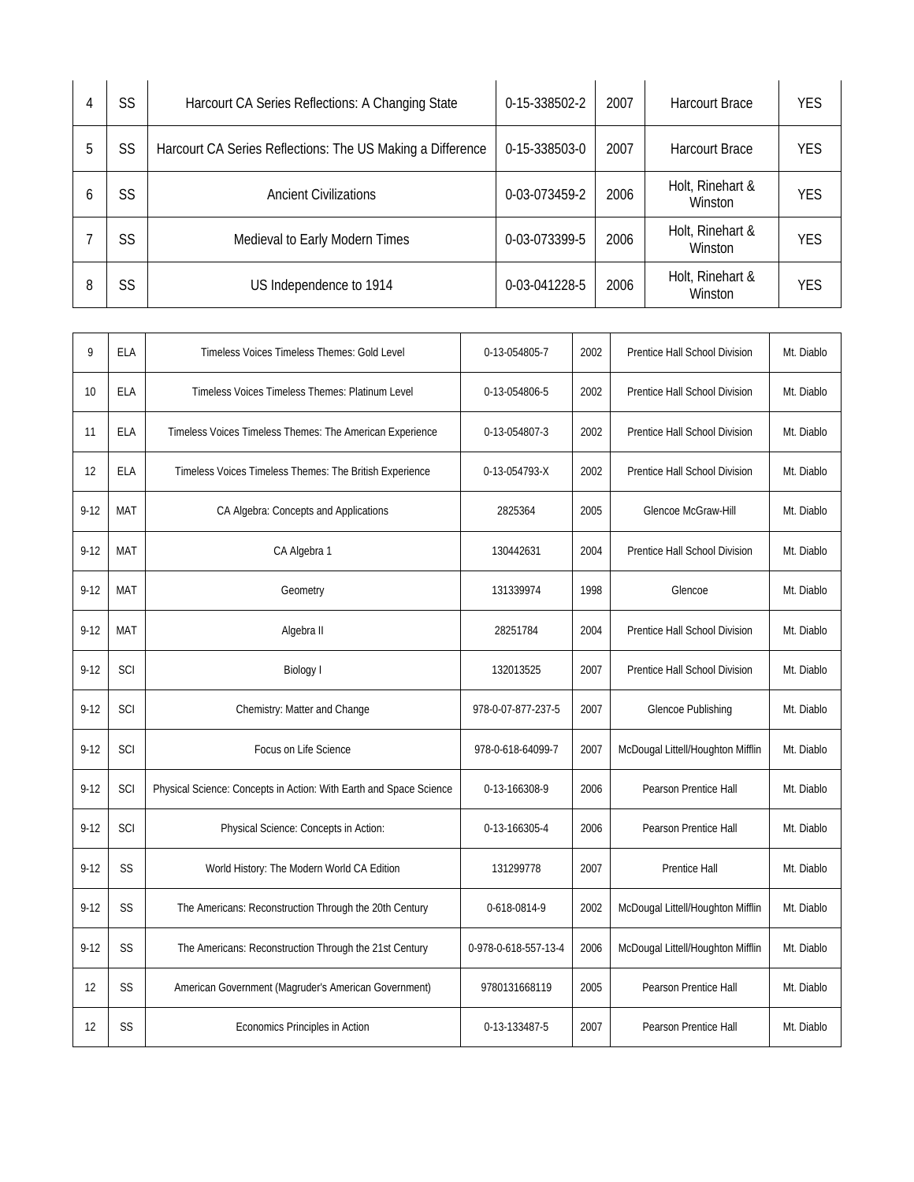| | | | | | | |
|---|---|---|---|---|---|---|
| 4 | SS | Harcourt CA Series Reflections: A Changing State | 0-15-338502-2 | 2007 | Harcourt Brace | YES |
| 5 | SS | Harcourt CA Series Reflections: The US Making a Difference | 0-15-338503-0 | 2007 | Harcourt Brace | YES |
| 6 | SS | Ancient Civilizations | 0-03-073459-2 | 2006 | Holt, Rinehart & Winston | YES |
| 7 | SS | Medieval to Early Modern Times | 0-03-073399-5 | 2006 | Holt, Rinehart & Winston | YES |
| 8 | SS | US Independence to 1914 | 0-03-041228-5 | 2006 | Holt, Rinehart & Winston | YES |

| | | | | | | |
|---|---|---|---|---|---|---|
| 9 | ELA | Timeless Voices Timeless Themes: Gold Level | 0-13-054805-7 | 2002 | Prentice Hall School Division | Mt. Diablo |
| 10 | ELA | Timeless Voices Timeless Themes: Platinum Level | 0-13-054806-5 | 2002 | Prentice Hall School Division | Mt. Diablo |
| 11 | ELA | Timeless Voices Timeless Themes: The American Experience | 0-13-054807-3 | 2002 | Prentice Hall School Division | Mt. Diablo |
| 12 | ELA | Timeless Voices Timeless Themes: The British Experience | 0-13-054793-X | 2002 | Prentice Hall School Division | Mt. Diablo |
| 9-12 | MAT | CA Algebra: Concepts and Applications | 2825364 | 2005 | Glencoe McGraw-Hill | Mt. Diablo |
| 9-12 | MAT | CA Algebra 1 | 130442631 | 2004 | Prentice Hall School Division | Mt. Diablo |
| 9-12 | MAT | Geometry | 131339974 | 1998 | Glencoe | Mt. Diablo |
| 9-12 | MAT | Algebra II | 28251784 | 2004 | Prentice Hall School Division | Mt. Diablo |
| 9-12 | SCI | Biology I | 132013525 | 2007 | Prentice Hall School Division | Mt. Diablo |
| 9-12 | SCI | Chemistry: Matter and Change | 978-0-07-877-237-5 | 2007 | Glencoe Publishing | Mt. Diablo |
| 9-12 | SCI | Focus on Life Science | 978-0-618-64099-7 | 2007 | McDougal Littell/Houghton Mifflin | Mt. Diablo |
| 9-12 | SCI | Physical Science: Concepts in Action: With Earth and Space Science | 0-13-166308-9 | 2006 | Pearson Prentice Hall | Mt. Diablo |
| 9-12 | SCI | Physical Science: Concepts in Action: | 0-13-166305-4 | 2006 | Pearson Prentice Hall | Mt. Diablo |
| 9-12 | SS | World History: The Modern World CA Edition | 131299778 | 2007 | Prentice Hall | Mt. Diablo |
| 9-12 | SS | The Americans: Reconstruction Through the 20th Century | 0-618-0814-9 | 2002 | McDougal Littell/Houghton Mifflin | Mt. Diablo |
| 9-12 | SS | The Americans: Reconstruction Through the 21st Century | 0-978-0-618-557-13-4 | 2006 | McDougal Littell/Houghton Mifflin | Mt. Diablo |
| 12 | SS | American Government (Magruder's American Government) | 9780131668119 | 2005 | Pearson Prentice Hall | Mt. Diablo |
| 12 | SS | Economics Principles in Action | 0-13-133487-5 | 2007 | Pearson Prentice Hall | Mt. Diablo |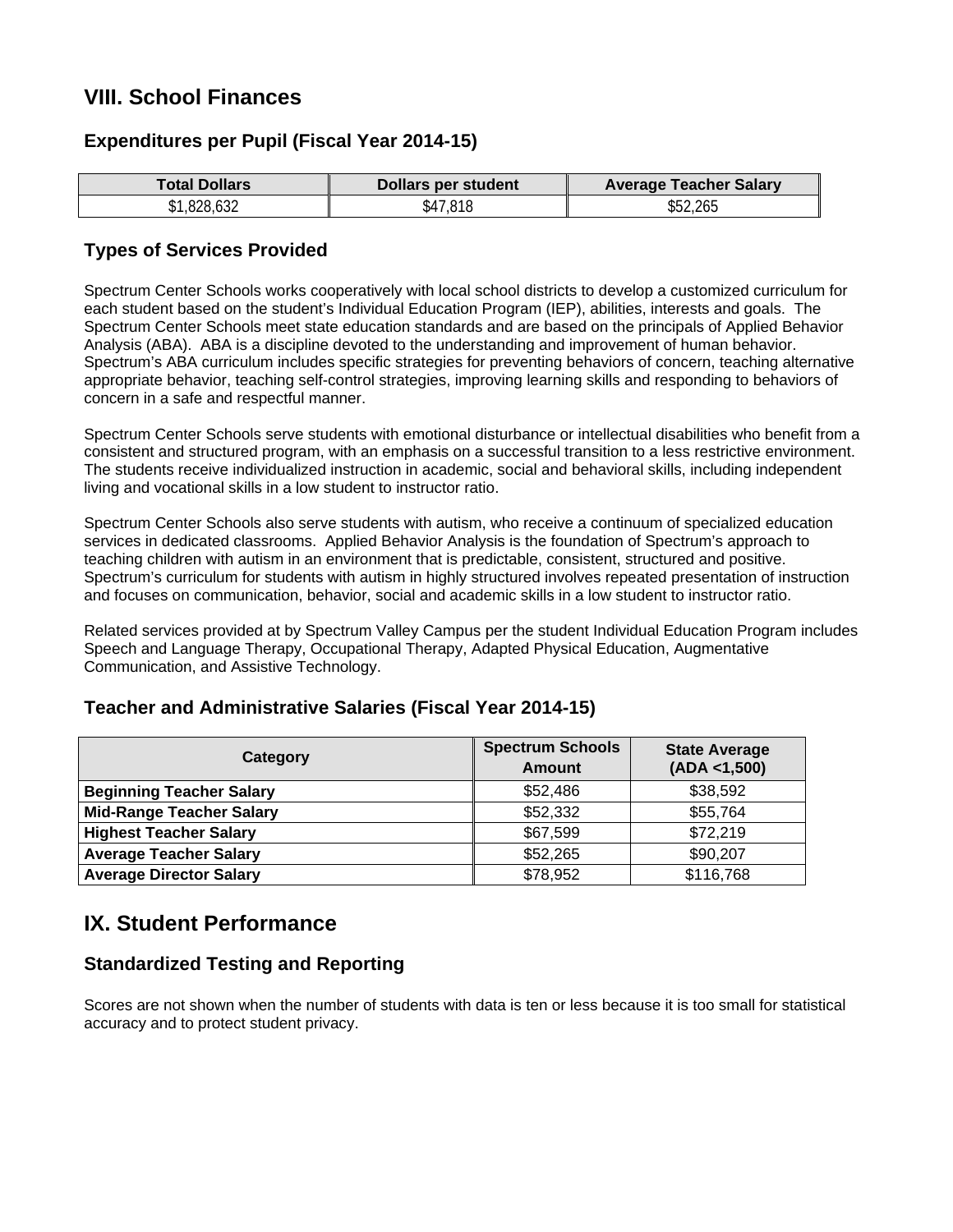## VIII. School Finances

### Expenditures per Pupil (Fiscal Year 2014-15)

| Total Dollars | Dollars per student | Average Teacher Salary |
|---|---|---|
| $1,828,632 | $47,818 | $52,265 |

### Types of Services Provided

Spectrum Center Schools works cooperatively with local school districts to develop a customized curriculum for each student based on the student's Individual Education Program (IEP), abilities, interests and goals. The Spectrum Center Schools meet state education standards and are based on the principals of Applied Behavior Analysis (ABA). ABA is a discipline devoted to the understanding and improvement of human behavior. Spectrum's ABA curriculum includes specific strategies for preventing behaviors of concern, teaching alternative appropriate behavior, teaching self-control strategies, improving learning skills and responding to behaviors of concern in a safe and respectful manner.

Spectrum Center Schools serve students with emotional disturbance or intellectual disabilities who benefit from a consistent and structured program, with an emphasis on a successful transition to a less restrictive environment. The students receive individualized instruction in academic, social and behavioral skills, including independent living and vocational skills in a low student to instructor ratio.

Spectrum Center Schools also serve students with autism, who receive a continuum of specialized education services in dedicated classrooms. Applied Behavior Analysis is the foundation of Spectrum's approach to teaching children with autism in an environment that is predictable, consistent, structured and positive. Spectrum's curriculum for students with autism in highly structured involves repeated presentation of instruction and focuses on communication, behavior, social and academic skills in a low student to instructor ratio.

Related services provided at by Spectrum Valley Campus per the student Individual Education Program includes Speech and Language Therapy, Occupational Therapy, Adapted Physical Education, Augmentative Communication, and Assistive Technology.

### Teacher and Administrative Salaries (Fiscal Year 2014-15)

| Category | Spectrum Schools Amount | State Average (ADA <1,500) |
|---|---|---|
| **Beginning Teacher Salary** | $52,486 | $38,592 |
| **Mid-Range Teacher Salary** | $52,332 | $55,764 |
| **Highest Teacher Salary** | $67,599 | $72,219 |
| **Average Teacher Salary** | $52,265 | $90,207 |
| **Average Director Salary** | $78,952 | $116,768 |

## IX. Student Performance

### Standardized Testing and Reporting

Scores are not shown when the number of students with data is ten or less because it is too small for statistical accuracy and to protect student privacy.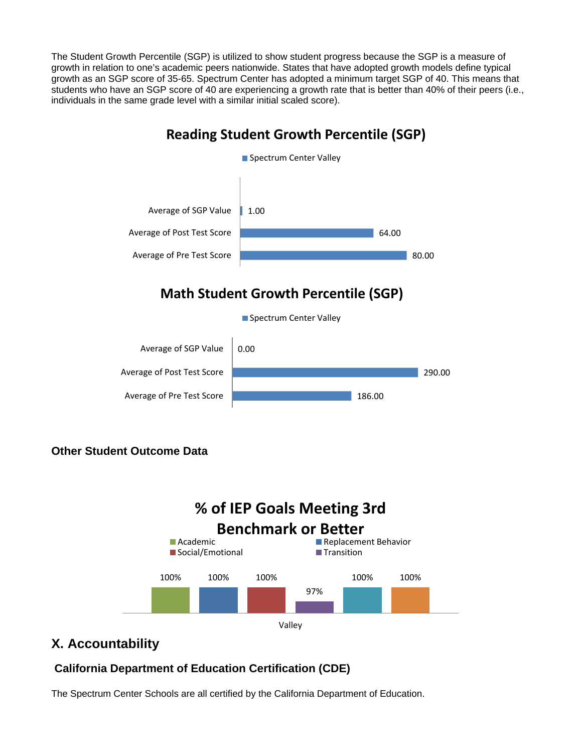The Student Growth Percentile (SGP) is utilized to show student progress because the SGP is a measure of growth in relation to one's academic peers nationwide. States that have adopted growth models define typical growth as an SGP score of 35-65. Spectrum Center has adopted a minimum target SGP of 40. This means that students who have an SGP score of 40 are experiencing a growth rate that is better than 40% of their peers (i.e., individuals in the same grade level with a similar initial scaled score).

**Reading Student Growth Percentile (SGP)**

| | Spectrum Center Valley |
|---|---|
| Average of SGP Value | 1.00 |
| Average of Post Test Score | 64.00 |
| Average of Pre Test Score | 80.00 |

**Math Student Growth Percentile (SGP)**

| | Spectrum Center Valley |
|---|---|
| Average of SGP Value | 0.00 |
| Average of Post Test Score | 290.00 |
| Average of Pre Test Score | 186.00 |

### Other Student Outcome Data

**% of IEP Goals Meeting 3rd Benchmark or Better**

Legend: Academic, Replacement Behavior, Social/Emotional, Transition

| Valley | | | | | |
|---|---|---|---|---|---|
| 100% | 100% | 100% | 97% | 100% | 100% |

## X. Accountability

### California Department of Education Certification (CDE)

The Spectrum Center Schools are all certified by the California Department of Education.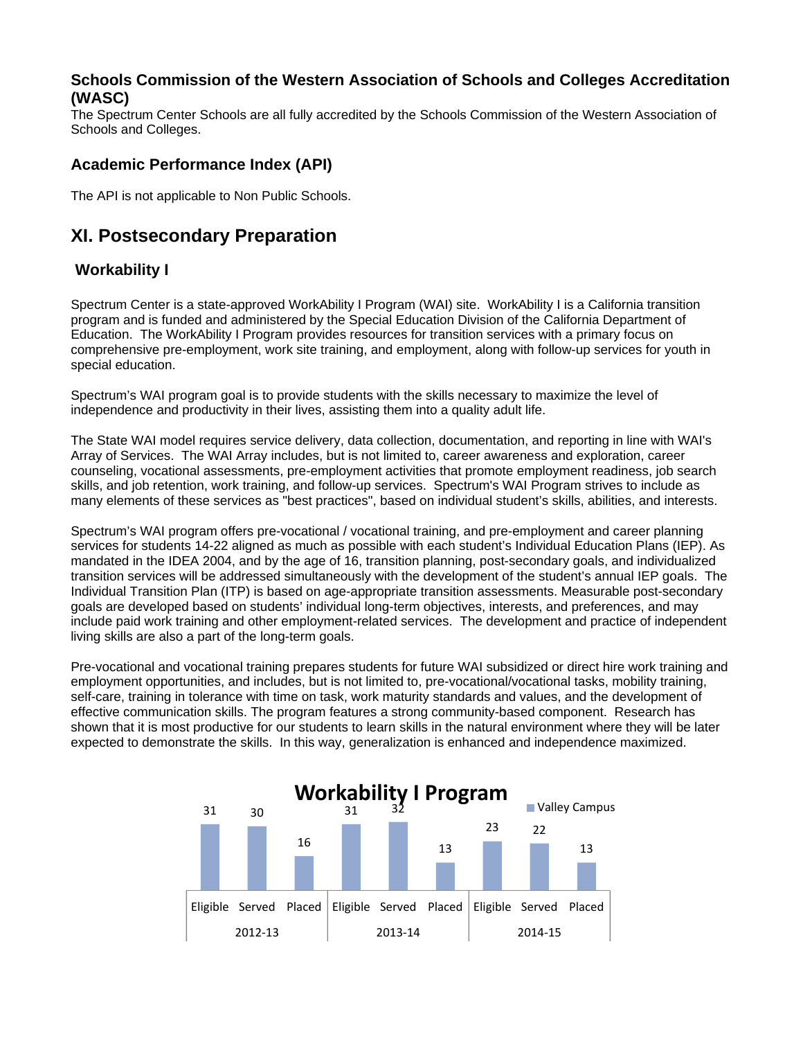### Schools Commission of the Western Association of Schools and Colleges Accreditation (WASC)

The Spectrum Center Schools are all fully accredited by the Schools Commission of the Western Association of Schools and Colleges.

### Academic Performance Index (API)

The API is not applicable to Non Public Schools.

## XI. Postsecondary Preparation

### Workability I

Spectrum Center is a state-approved WorkAbility I Program (WAI) site. WorkAbility I is a California transition program and is funded and administered by the Special Education Division of the California Department of Education. The WorkAbility I Program provides resources for transition services with a primary focus on comprehensive pre-employment, work site training, and employment, along with follow-up services for youth in special education.

Spectrum's WAI program goal is to provide students with the skills necessary to maximize the level of independence and productivity in their lives, assisting them into a quality adult life.

The State WAI model requires service delivery, data collection, documentation, and reporting in line with WAI's Array of Services. The WAI Array includes, but is not limited to, career awareness and exploration, career counseling, vocational assessments, pre-employment activities that promote employment readiness, job search skills, and job retention, work training, and follow-up services. Spectrum's WAI Program strives to include as many elements of these services as "best practices", based on individual student's skills, abilities, and interests.

Spectrum's WAI program offers pre-vocational / vocational training, and pre-employment and career planning services for students 14-22 aligned as much as possible with each student's Individual Education Plans (IEP). As mandated in the IDEA 2004, and by the age of 16, transition planning, post-secondary goals, and individualized transition services will be addressed simultaneously with the development of the student's annual IEP goals. The Individual Transition Plan (ITP) is based on age-appropriate transition assessments. Measurable post-secondary goals are developed based on students' individual long-term objectives, interests, and preferences, and may include paid work training and other employment-related services. The development and practice of independent living skills are also a part of the long-term goals.

Pre-vocational and vocational training prepares students for future WAI subsidized or direct hire work training and employment opportunities, and includes, but is not limited to, pre-vocational/vocational tasks, mobility training, self-care, training in tolerance with time on task, work maturity standards and values, and the development of effective communication skills. The program features a strong community-based component. Research has shown that it is most productive for our students to learn skills in the natural environment where they will be later expected to demonstrate the skills. In this way, generalization is enhanced and independence maximized.

**Workability I Program** (Valley Campus)

| Year | Eligible | Served | Placed |
|---|---|---|---|
| 2012-13 | 31 | 30 | 16 |
| 2013-14 | 31 | 32 | 13 |
| 2014-15 | 23 | 22 | 13 |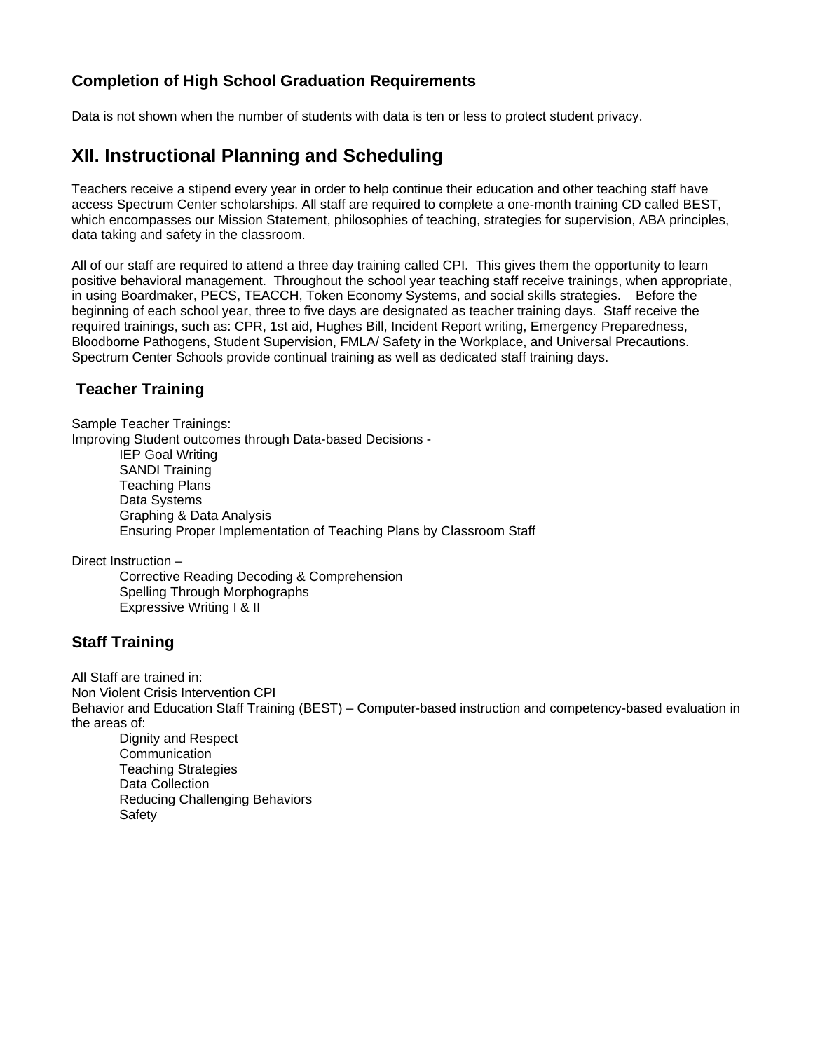### Completion of High School Graduation Requirements

Data is not shown when the number of students with data is ten or less to protect student privacy.

## XII. Instructional Planning and Scheduling

Teachers receive a stipend every year in order to help continue their education and other teaching staff have access Spectrum Center scholarships. All staff are required to complete a one-month training CD called BEST, which encompasses our Mission Statement, philosophies of teaching, strategies for supervision, ABA principles, data taking and safety in the classroom.

All of our staff are required to attend a three day training called CPI. This gives them the opportunity to learn positive behavioral management. Throughout the school year teaching staff receive trainings, when appropriate, in using Boardmaker, PECS, TEACCH, Token Economy Systems, and social skills strategies. Before the beginning of each school year, three to five days are designated as teacher training days. Staff receive the required trainings, such as: CPR, 1st aid, Hughes Bill, Incident Report writing, Emergency Preparedness, Bloodborne Pathogens, Student Supervision, FMLA/ Safety in the Workplace, and Universal Precautions. Spectrum Center Schools provide continual training as well as dedicated staff training days.

### Teacher Training

Sample Teacher Trainings:
Improving Student outcomes through Data-based Decisions -

- IEP Goal Writing
- SANDI Training
- Teaching Plans
- Data Systems
- Graphing & Data Analysis
- Ensuring Proper Implementation of Teaching Plans by Classroom Staff

Direct Instruction –

- Corrective Reading Decoding & Comprehension
- Spelling Through Morphographs
- Expressive Writing I & II

### Staff Training

All Staff are trained in:
Non Violent Crisis Intervention CPI
Behavior and Education Staff Training (BEST) – Computer-based instruction and competency-based evaluation in the areas of:

- Dignity and Respect
- Communication
- Teaching Strategies
- Data Collection
- Reducing Challenging Behaviors
- Safety